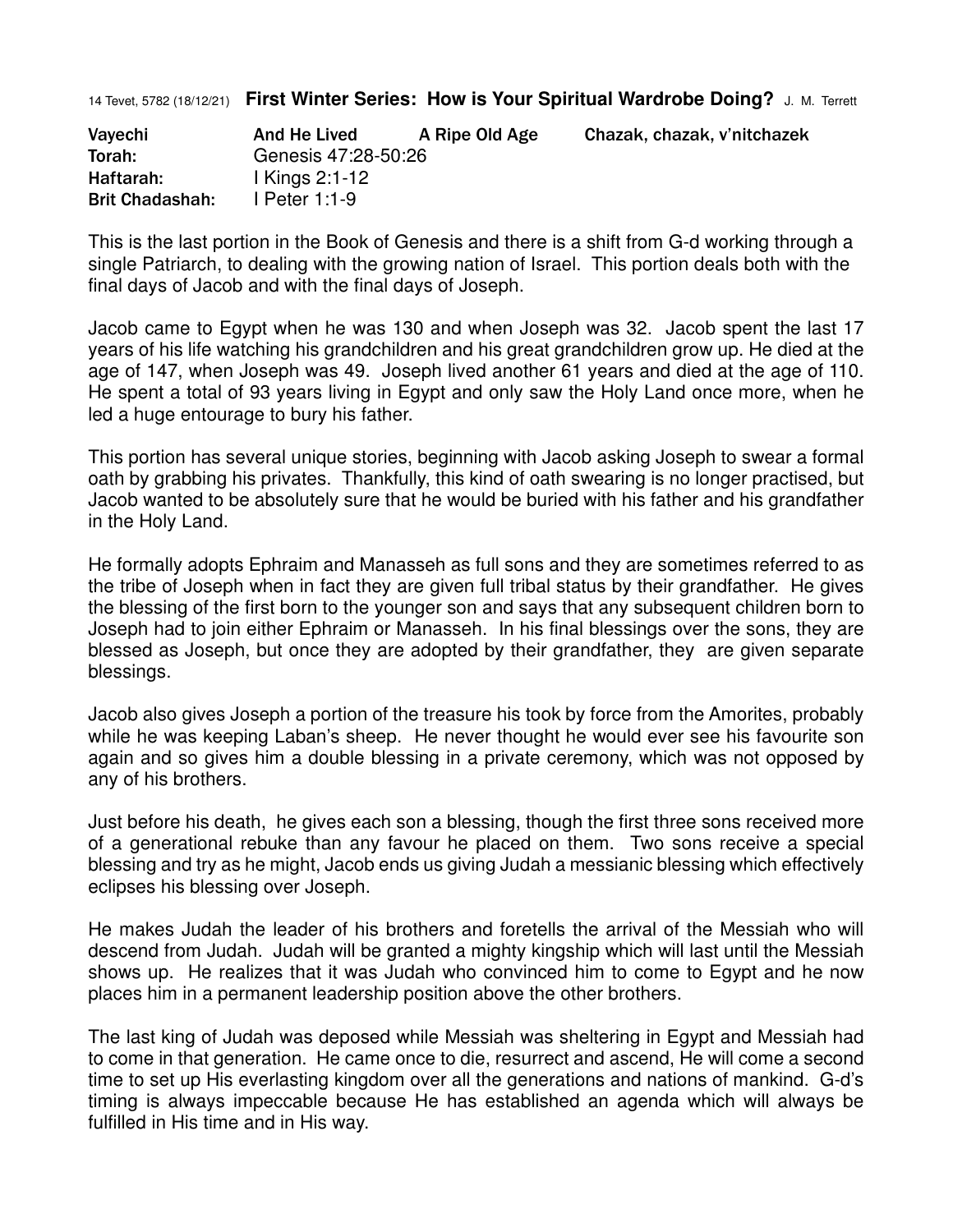14 Tevet, 5782 (18/12/21) **First Winter Series: How is Your Spiritual Wardrobe Doing?** J. M. Terrett

| **Vayechi** | **And He Lived** | **A Ripe Old Age** | **Chazak, chazak, v'nitchazek** |
|---|---|---|---|
| **Torah:** | Genesis 47:28-50:26 | | |
| **Haftarah:** | I Kings 2:1-12 | | |
| **Brit Chadashah:** | I Peter 1:1-9 | | |

This is the last portion in the Book of Genesis and there is a shift from G-d working through a single Patriarch, to dealing with the growing nation of Israel. This portion deals both with the final days of Jacob and with the final days of Joseph.

Jacob came to Egypt when he was 130 and when Joseph was 32. Jacob spent the last 17 years of his life watching his grandchildren and his great grandchildren grow up. He died at the age of 147, when Joseph was 49. Joseph lived another 61 years and died at the age of 110. He spent a total of 93 years living in Egypt and only saw the Holy Land once more, when he led a huge entourage to bury his father.

This portion has several unique stories, beginning with Jacob asking Joseph to swear a formal oath by grabbing his privates. Thankfully, this kind of oath swearing is no longer practised, but Jacob wanted to be absolutely sure that he would be buried with his father and his grandfather in the Holy Land.

He formally adopts Ephraim and Manasseh as full sons and they are sometimes referred to as the tribe of Joseph when in fact they are given full tribal status by their grandfather. He gives the blessing of the first born to the younger son and says that any subsequent children born to Joseph had to join either Ephraim or Manasseh. In his final blessings over the sons, they are blessed as Joseph, but once they are adopted by their grandfather, they are given separate blessings.

Jacob also gives Joseph a portion of the treasure his took by force from the Amorites, probably while he was keeping Laban's sheep. He never thought he would ever see his favourite son again and so gives him a double blessing in a private ceremony, which was not opposed by any of his brothers.

Just before his death, he gives each son a blessing, though the first three sons received more of a generational rebuke than any favour he placed on them. Two sons receive a special blessing and try as he might, Jacob ends us giving Judah a messianic blessing which effectively eclipses his blessing over Joseph.

He makes Judah the leader of his brothers and foretells the arrival of the Messiah who will descend from Judah. Judah will be granted a mighty kingship which will last until the Messiah shows up. He realizes that it was Judah who convinced him to come to Egypt and he now places him in a permanent leadership position above the other brothers.

The last king of Judah was deposed while Messiah was sheltering in Egypt and Messiah had to come in that generation. He came once to die, resurrect and ascend, He will come a second time to set up His everlasting kingdom over all the generations and nations of mankind. G-d's timing is always impeccable because He has established an agenda which will always be fulfilled in His time and in His way.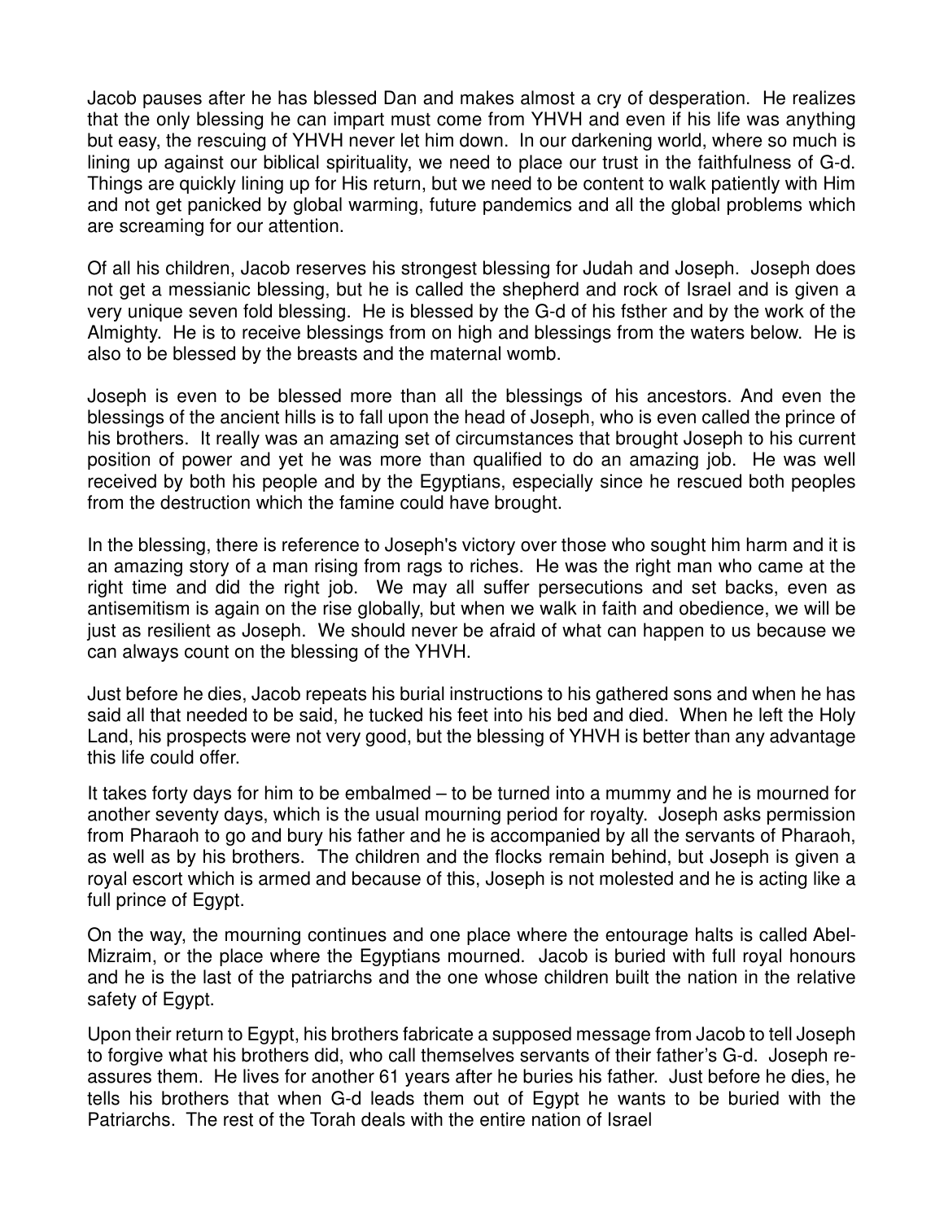Jacob pauses after he has blessed Dan and makes almost a cry of desperation. He realizes that the only blessing he can impart must come from YHVH and even if his life was anything but easy, the rescuing of YHVH never let him down. In our darkening world, where so much is lining up against our biblical spirituality, we need to place our trust in the faithfulness of G-d. Things are quickly lining up for His return, but we need to be content to walk patiently with Him and not get panicked by global warming, future pandemics and all the global problems which are screaming for our attention.

Of all his children, Jacob reserves his strongest blessing for Judah and Joseph. Joseph does not get a messianic blessing, but he is called the shepherd and rock of Israel and is given a very unique seven fold blessing. He is blessed by the G-d of his fsther and by the work of the Almighty. He is to receive blessings from on high and blessings from the waters below. He is also to be blessed by the breasts and the maternal womb.

Joseph is even to be blessed more than all the blessings of his ancestors. And even the blessings of the ancient hills is to fall upon the head of Joseph, who is even called the prince of his brothers. It really was an amazing set of circumstances that brought Joseph to his current position of power and yet he was more than qualified to do an amazing job. He was well received by both his people and by the Egyptians, especially since he rescued both peoples from the destruction which the famine could have brought.

In the blessing, there is reference to Joseph's victory over those who sought him harm and it is an amazing story of a man rising from rags to riches. He was the right man who came at the right time and did the right job. We may all suffer persecutions and set backs, even as antisemitism is again on the rise globally, but when we walk in faith and obedience, we will be just as resilient as Joseph. We should never be afraid of what can happen to us because we can always count on the blessing of the YHVH.

Just before he dies, Jacob repeats his burial instructions to his gathered sons and when he has said all that needed to be said, he tucked his feet into his bed and died. When he left the Holy Land, his prospects were not very good, but the blessing of YHVH is better than any advantage this life could offer.

It takes forty days for him to be embalmed – to be turned into a mummy and he is mourned for another seventy days, which is the usual mourning period for royalty. Joseph asks permission from Pharaoh to go and bury his father and he is accompanied by all the servants of Pharaoh, as well as by his brothers. The children and the flocks remain behind, but Joseph is given a royal escort which is armed and because of this, Joseph is not molested and he is acting like a full prince of Egypt.

On the way, the mourning continues and one place where the entourage halts is called Abel-Mizraim, or the place where the Egyptians mourned. Jacob is buried with full royal honours and he is the last of the patriarchs and the one whose children built the nation in the relative safety of Egypt.

Upon their return to Egypt, his brothers fabricate a supposed message from Jacob to tell Joseph to forgive what his brothers did, who call themselves servants of their father's G-d. Joseph re-assures them. He lives for another 61 years after he buries his father. Just before he dies, he tells his brothers that when G-d leads them out of Egypt he wants to be buried with the Patriarchs. The rest of the Torah deals with the entire nation of Israel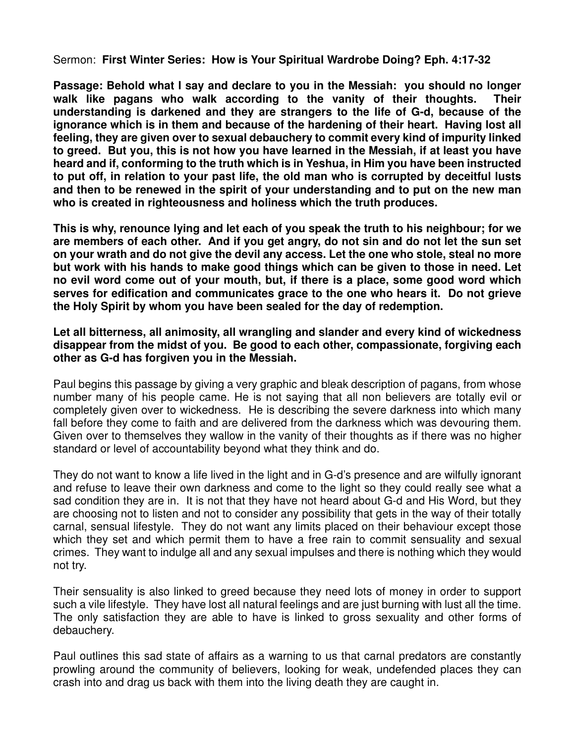Sermon: **First Winter Series: How is Your Spiritual Wardrobe Doing? Eph. 4:17-32**

**Passage: Behold what I say and declare to you in the Messiah: you should no longer walk like pagans who walk according to the vanity of their thoughts. Their understanding is darkened and they are strangers to the life of G-d, because of the ignorance which is in them and because of the hardening of their heart. Having lost all feeling, they are given over to sexual debauchery to commit every kind of impurity linked to greed. But you, this is not how you have learned in the Messiah, if at least you have heard and if, conforming to the truth which is in Yeshua, in Him you have been instructed to put off, in relation to your past life, the old man who is corrupted by deceitful lusts and then to be renewed in the spirit of your understanding and to put on the new man who is created in righteousness and holiness which the truth produces.**

**This is why, renounce lying and let each of you speak the truth to his neighbour; for we are members of each other. And if you get angry, do not sin and do not let the sun set on your wrath and do not give the devil any access. Let the one who stole, steal no more but work with his hands to make good things which can be given to those in need. Let no evil word come out of your mouth, but, if there is a place, some good word which serves for edification and communicates grace to the one who hears it. Do not grieve the Holy Spirit by whom you have been sealed for the day of redemption.**

**Let all bitterness, all animosity, all wrangling and slander and every kind of wickedness disappear from the midst of you. Be good to each other, compassionate, forgiving each other as G-d has forgiven you in the Messiah.**

Paul begins this passage by giving a very graphic and bleak description of pagans, from whose number many of his people came. He is not saying that all non believers are totally evil or completely given over to wickedness. He is describing the severe darkness into which many fall before they come to faith and are delivered from the darkness which was devouring them. Given over to themselves they wallow in the vanity of their thoughts as if there was no higher standard or level of accountability beyond what they think and do.

They do not want to know a life lived in the light and in G-d's presence and are wilfully ignorant and refuse to leave their own darkness and come to the light so they could really see what a sad condition they are in. It is not that they have not heard about G-d and His Word, but they are choosing not to listen and not to consider any possibility that gets in the way of their totally carnal, sensual lifestyle. They do not want any limits placed on their behaviour except those which they set and which permit them to have a free rain to commit sensuality and sexual crimes. They want to indulge all and any sexual impulses and there is nothing which they would not try.

Their sensuality is also linked to greed because they need lots of money in order to support such a vile lifestyle. They have lost all natural feelings and are just burning with lust all the time. The only satisfaction they are able to have is linked to gross sexuality and other forms of debauchery.

Paul outlines this sad state of affairs as a warning to us that carnal predators are constantly prowling around the community of believers, looking for weak, undefended places they can crash into and drag us back with them into the living death they are caught in.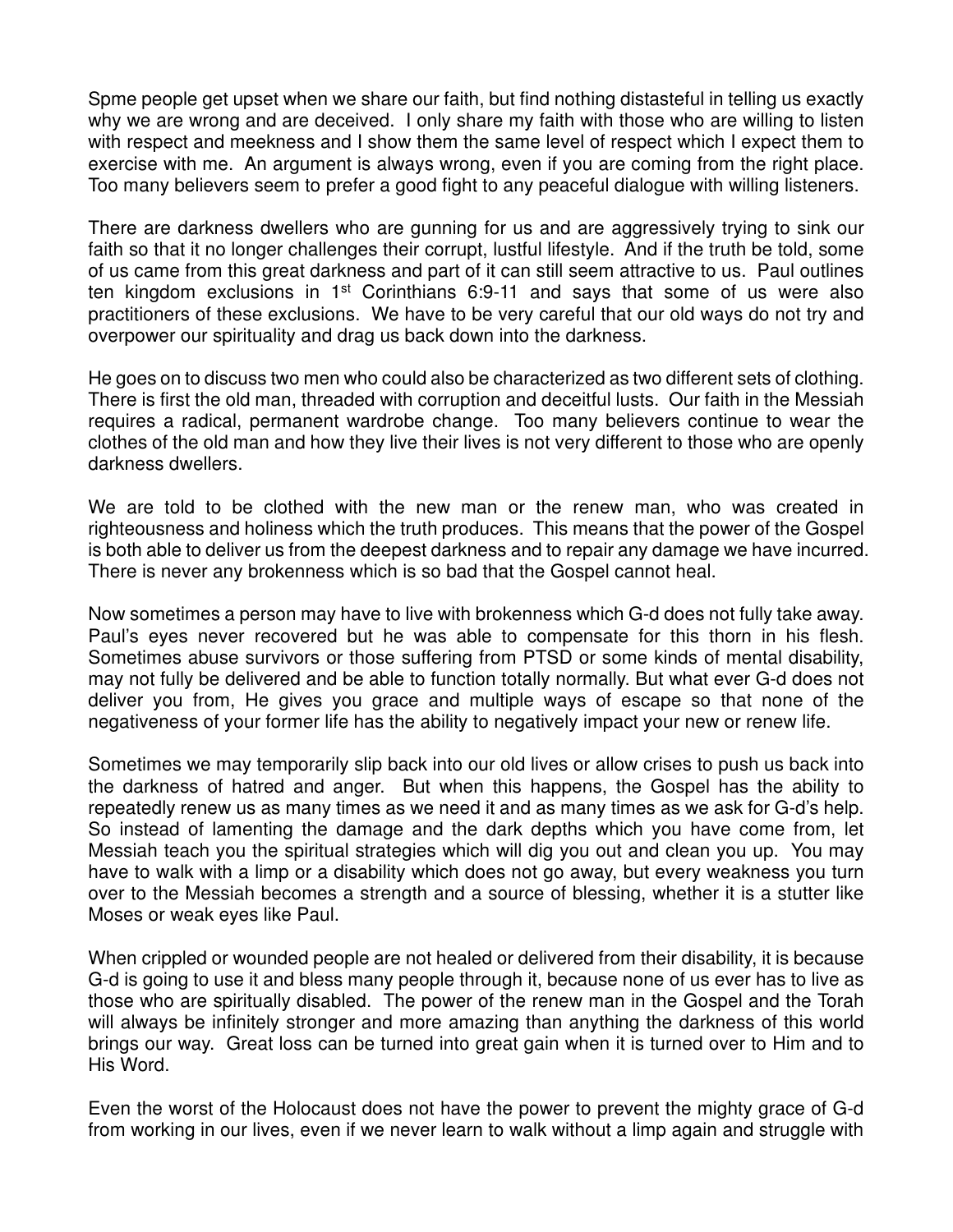Spme people get upset when we share our faith, but find nothing distasteful in telling us exactly why we are wrong and are deceived. I only share my faith with those who are willing to listen with respect and meekness and I show them the same level of respect which I expect them to exercise with me. An argument is always wrong, even if you are coming from the right place. Too many believers seem to prefer a good fight to any peaceful dialogue with willing listeners.

There are darkness dwellers who are gunning for us and are aggressively trying to sink our faith so that it no longer challenges their corrupt, lustful lifestyle. And if the truth be told, some of us came from this great darkness and part of it can still seem attractive to us. Paul outlines ten kingdom exclusions in 1st Corinthians 6:9-11 and says that some of us were also practitioners of these exclusions. We have to be very careful that our old ways do not try and overpower our spirituality and drag us back down into the darkness.

He goes on to discuss two men who could also be characterized as two different sets of clothing. There is first the old man, threaded with corruption and deceitful lusts. Our faith in the Messiah requires a radical, permanent wardrobe change. Too many believers continue to wear the clothes of the old man and how they live their lives is not very different to those who are openly darkness dwellers.

We are told to be clothed with the new man or the renew man, who was created in righteousness and holiness which the truth produces. This means that the power of the Gospel is both able to deliver us from the deepest darkness and to repair any damage we have incurred. There is never any brokenness which is so bad that the Gospel cannot heal.

Now sometimes a person may have to live with brokenness which G-d does not fully take away. Paul's eyes never recovered but he was able to compensate for this thorn in his flesh. Sometimes abuse survivors or those suffering from PTSD or some kinds of mental disability, may not fully be delivered and be able to function totally normally. But what ever G-d does not deliver you from, He gives you grace and multiple ways of escape so that none of the negativeness of your former life has the ability to negatively impact your new or renew life.

Sometimes we may temporarily slip back into our old lives or allow crises to push us back into the darkness of hatred and anger. But when this happens, the Gospel has the ability to repeatedly renew us as many times as we need it and as many times as we ask for G-d's help. So instead of lamenting the damage and the dark depths which you have come from, let Messiah teach you the spiritual strategies which will dig you out and clean you up. You may have to walk with a limp or a disability which does not go away, but every weakness you turn over to the Messiah becomes a strength and a source of blessing, whether it is a stutter like Moses or weak eyes like Paul.

When crippled or wounded people are not healed or delivered from their disability, it is because G-d is going to use it and bless many people through it, because none of us ever has to live as those who are spiritually disabled. The power of the renew man in the Gospel and the Torah will always be infinitely stronger and more amazing than anything the darkness of this world brings our way. Great loss can be turned into great gain when it is turned over to Him and to His Word.

Even the worst of the Holocaust does not have the power to prevent the mighty grace of G-d from working in our lives, even if we never learn to walk without a limp again and struggle with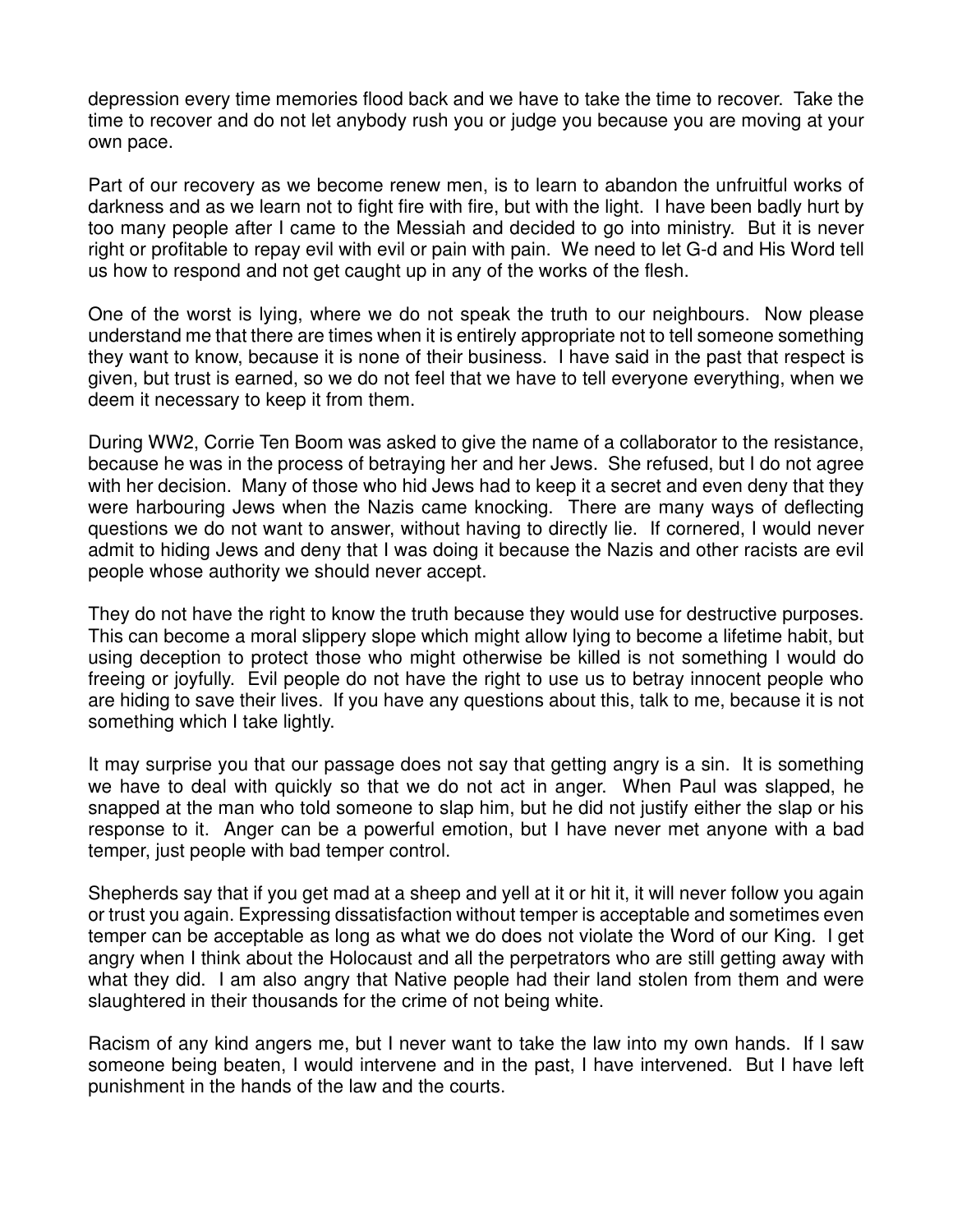depression every time memories flood back and we have to take the time to recover. Take the time to recover and do not let anybody rush you or judge you because you are moving at your own pace.

Part of our recovery as we become renew men, is to learn to abandon the unfruitful works of darkness and as we learn not to fight fire with fire, but with the light. I have been badly hurt by too many people after I came to the Messiah and decided to go into ministry. But it is never right or profitable to repay evil with evil or pain with pain. We need to let G-d and His Word tell us how to respond and not get caught up in any of the works of the flesh.

One of the worst is lying, where we do not speak the truth to our neighbours. Now please understand me that there are times when it is entirely appropriate not to tell someone something they want to know, because it is none of their business. I have said in the past that respect is given, but trust is earned, so we do not feel that we have to tell everyone everything, when we deem it necessary to keep it from them.

During WW2, Corrie Ten Boom was asked to give the name of a collaborator to the resistance, because he was in the process of betraying her and her Jews. She refused, but I do not agree with her decision. Many of those who hid Jews had to keep it a secret and even deny that they were harbouring Jews when the Nazis came knocking. There are many ways of deflecting questions we do not want to answer, without having to directly lie. If cornered, I would never admit to hiding Jews and deny that I was doing it because the Nazis and other racists are evil people whose authority we should never accept.

They do not have the right to know the truth because they would use for destructive purposes. This can become a moral slippery slope which might allow lying to become a lifetime habit, but using deception to protect those who might otherwise be killed is not something I would do freeing or joyfully. Evil people do not have the right to use us to betray innocent people who are hiding to save their lives. If you have any questions about this, talk to me, because it is not something which I take lightly.

It may surprise you that our passage does not say that getting angry is a sin. It is something we have to deal with quickly so that we do not act in anger. When Paul was slapped, he snapped at the man who told someone to slap him, but he did not justify either the slap or his response to it. Anger can be a powerful emotion, but I have never met anyone with a bad temper, just people with bad temper control.

Shepherds say that if you get mad at a sheep and yell at it or hit it, it will never follow you again or trust you again. Expressing dissatisfaction without temper is acceptable and sometimes even temper can be acceptable as long as what we do does not violate the Word of our King. I get angry when I think about the Holocaust and all the perpetrators who are still getting away with what they did. I am also angry that Native people had their land stolen from them and were slaughtered in their thousands for the crime of not being white.

Racism of any kind angers me, but I never want to take the law into my own hands. If I saw someone being beaten, I would intervene and in the past, I have intervened. But I have left punishment in the hands of the law and the courts.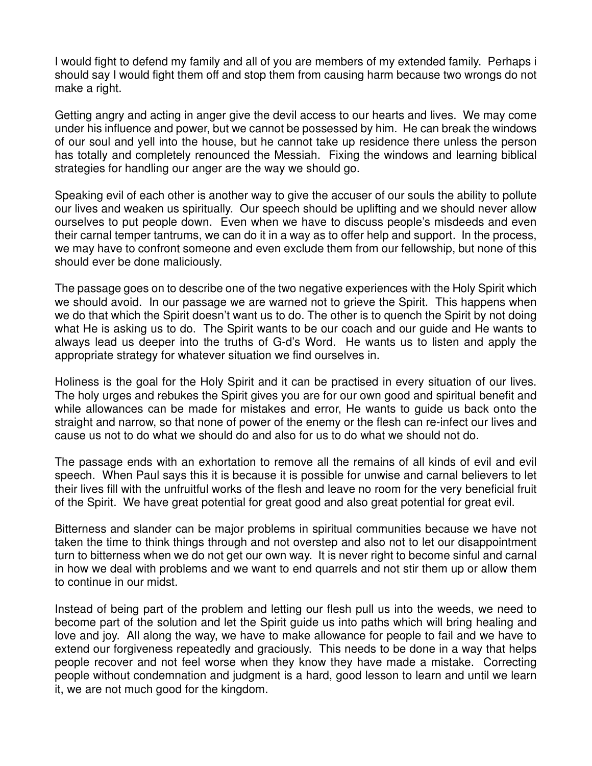I would fight to defend my family and all of you are members of my extended family. Perhaps i should say I would fight them off and stop them from causing harm because two wrongs do not make a right.

Getting angry and acting in anger give the devil access to our hearts and lives. We may come under his influence and power, but we cannot be possessed by him. He can break the windows of our soul and yell into the house, but he cannot take up residence there unless the person has totally and completely renounced the Messiah. Fixing the windows and learning biblical strategies for handling our anger are the way we should go.

Speaking evil of each other is another way to give the accuser of our souls the ability to pollute our lives and weaken us spiritually. Our speech should be uplifting and we should never allow ourselves to put people down. Even when we have to discuss people's misdeeds and even their carnal temper tantrums, we can do it in a way as to offer help and support. In the process, we may have to confront someone and even exclude them from our fellowship, but none of this should ever be done maliciously.

The passage goes on to describe one of the two negative experiences with the Holy Spirit which we should avoid. In our passage we are warned not to grieve the Spirit. This happens when we do that which the Spirit doesn't want us to do. The other is to quench the Spirit by not doing what He is asking us to do. The Spirit wants to be our coach and our guide and He wants to always lead us deeper into the truths of G-d's Word. He wants us to listen and apply the appropriate strategy for whatever situation we find ourselves in.

Holiness is the goal for the Holy Spirit and it can be practised in every situation of our lives. The holy urges and rebukes the Spirit gives you are for our own good and spiritual benefit and while allowances can be made for mistakes and error, He wants to guide us back onto the straight and narrow, so that none of power of the enemy or the flesh can re-infect our lives and cause us not to do what we should do and also for us to do what we should not do.

The passage ends with an exhortation to remove all the remains of all kinds of evil and evil speech. When Paul says this it is because it is possible for unwise and carnal believers to let their lives fill with the unfruitful works of the flesh and leave no room for the very beneficial fruit of the Spirit. We have great potential for great good and also great potential for great evil.

Bitterness and slander can be major problems in spiritual communities because we have not taken the time to think things through and not overstep and also not to let our disappointment turn to bitterness when we do not get our own way. It is never right to become sinful and carnal in how we deal with problems and we want to end quarrels and not stir them up or allow them to continue in our midst.

Instead of being part of the problem and letting our flesh pull us into the weeds, we need to become part of the solution and let the Spirit guide us into paths which will bring healing and love and joy. All along the way, we have to make allowance for people to fail and we have to extend our forgiveness repeatedly and graciously. This needs to be done in a way that helps people recover and not feel worse when they know they have made a mistake. Correcting people without condemnation and judgment is a hard, good lesson to learn and until we learn it, we are not much good for the kingdom.